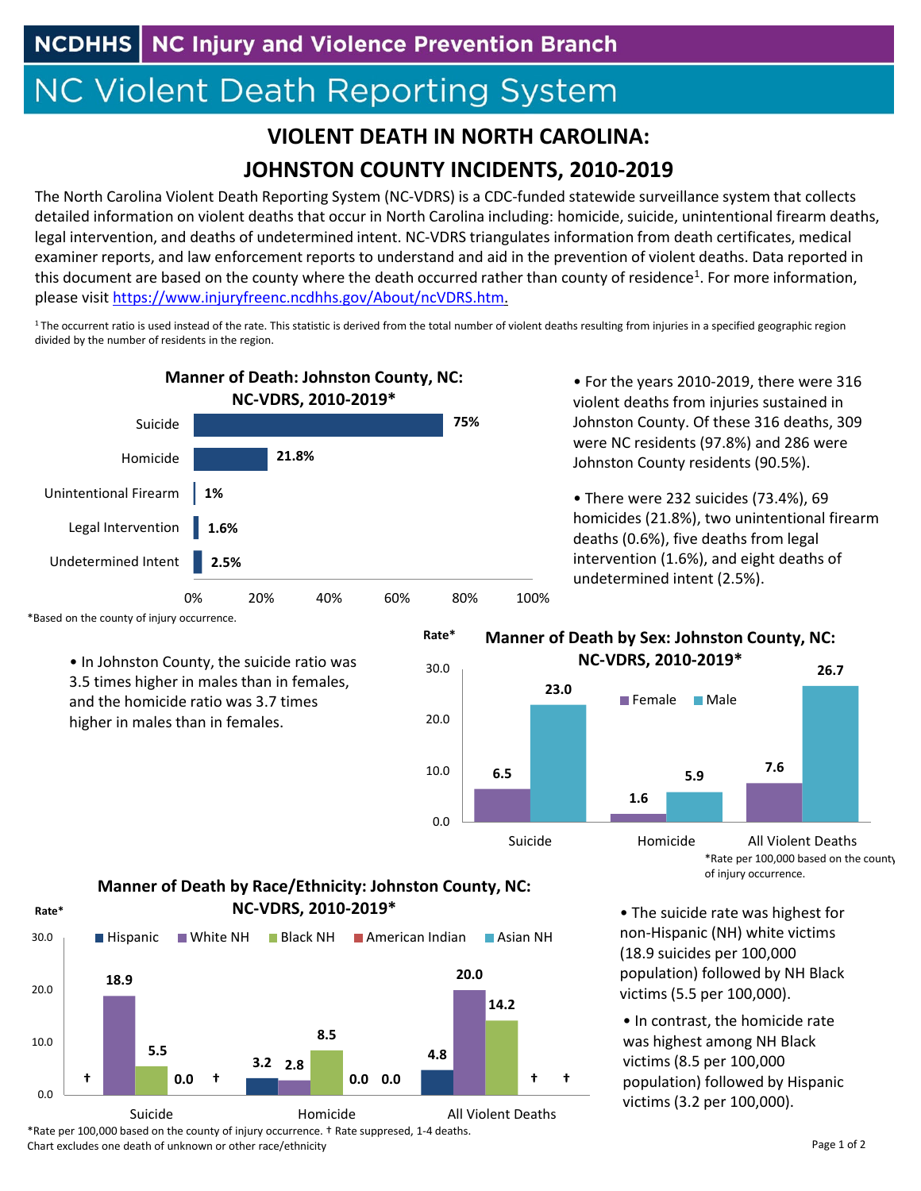NCDHHS | NC Injury and Violence Prevention Branch

# NC Violent Death Reporting System

## VIOLENT DEATH IN NORTH CAROLINA: JOHNSTON COUNTY INCIDENTS, 2010-2019

The North Carolina Violent Death Reporting System (NC-VDRS) is a CDC-funded statewide surveillance system that collects detailed information on violent deaths that occur in North Carolina including: homicide, suicide, unintentional firearm deaths, legal intervention, and deaths of undetermined intent. NC-VDRS triangulates information from death certificates, medical examiner reports, and law enforcement reports to understand and aid in the prevention of violent deaths. Data reported in this document are based on the county where the death occurred rather than county of residence[1]. For more information, please visit https://www.injuryfreenc.ncdhhs.gov/About/ncVDRS.htm.

[1] The occurrent ratio is used instead of the rate. This statistic is derived from the total number of violent deaths resulting from injuries in a specified geographic region divided by the number of residents in the region.

**Manner of Death: Johnston County, NC: NC-VDRS, 2010-2019***

| Manner of Death | Percent |
|---|---|
| Suicide | 75% |
| Homicide | 21.8% |
| Unintentional Firearm | 1% |
| Legal Intervention | 1.6% |
| Undetermined Intent | 2.5% |

*Based on the county of injury occurrence.

- For the years 2010-2019, there were 316 violent deaths from injuries sustained in Johnston County. Of these 316 deaths, 309 were NC residents (97.8%) and 286 were Johnston County residents (90.5%).
- There were 232 suicides (73.4%), 69 homicides (21.8%), two unintentional firearm deaths (0.6%), five deaths from legal intervention (1.6%), and eight deaths of undetermined intent (2.5%).
- In Johnston County, the suicide ratio was 3.5 times higher in males than in females, and the homicide ratio was 3.7 times higher in males than in females.

**Manner of Death by Sex: Johnston County, NC: NC-VDRS, 2010-2019***

| Rate* | Female | Male |
|---|---|---|
| Suicide | 6.5 | 23.0 |
| Homicide | 1.6 | 5.9 |
| All Violent Deaths | 7.6 | 26.7 |

*Rate per 100,000 based on the county of injury occurrence.

**Manner of Death by Race/Ethnicity: Johnston County, NC: NC-VDRS, 2010-2019***

| Rate* | Hispanic | White NH | Black NH | American Indian | Asian NH |
|---|---|---|---|---|---|
| Suicide | † | 18.9 | 5.5 | 0.0 | † |
| Homicide | 3.2 | 2.8 | 8.5 | 0.0 | 0.0 |
| All Violent Deaths | 4.8 | 20.0 | 14.2 | † | † |

*Rate per 100,000 based on the county of injury occurrence. † Rate suppressed, 1-4 deaths.
Chart excludes one death of unknown or other race/ethnicity

- The suicide rate was highest for non-Hispanic (NH) white victims (18.9 suicides per 100,000 population) followed by NH Black victims (5.5 per 100,000).
- In contrast, the homicide rate was highest among NH Black victims (8.5 per 100,000 population) followed by Hispanic victims (3.2 per 100,000).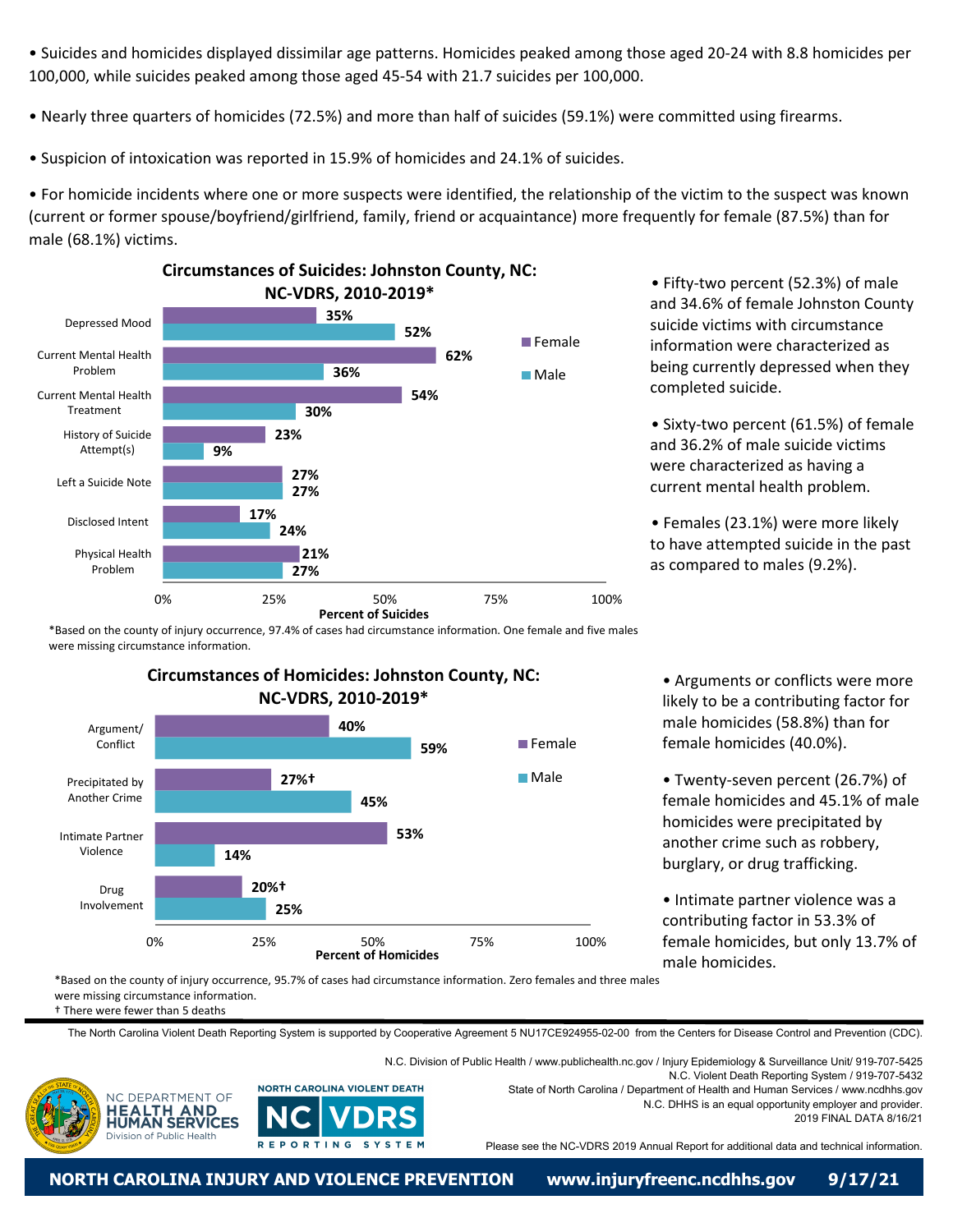• Suicides and homicides displayed dissimilar age patterns. Homicides peaked among those aged 20-24 with 8.8 homicides per 100,000, while suicides peaked among those aged 45-54 with 21.7 suicides per 100,000.

• Nearly three quarters of homicides (72.5%) and more than half of suicides (59.1%) were committed using firearms.

• Suspicion of intoxication was reported in 15.9% of homicides and 24.1% of suicides.

• For homicide incidents where one or more suspects were identified, the relationship of the victim to the suspect was known (current or former spouse/boyfriend/girlfriend, family, friend or acquaintance) more frequently for female (87.5%) than for male (68.1%) victims.

**Circumstances of Suicides: Johnston County, NC: NC-VDRS, 2010-2019***

Female
Male

Depressed Mood
35%
52%

Current Mental Health Problem
62%
36%

Current Mental Health Treatment
54%
30%

History of Suicide Attempt(s)
23%
9%

Left a Suicide Note
27%
27%

Disclosed Intent
17%
24%

Physical Health Problem
21%
27%

0% 25% 50% 75% 100%
Percent of Suicides

*Based on the county of injury occurrence, 97.4% of cases had circumstance information. One female and five males were missing circumstance information.

• Fifty-two percent (52.3%) of male and 34.6% of female Johnston County suicide victims with circumstance information were characterized as being currently depressed when they completed suicide.

• Sixty-two percent (61.5%) of female and 36.2% of male suicide victims were characterized as having a current mental health problem.

• Females (23.1%) were more likely to have attempted suicide in the past as compared to males (9.2%).

**Circumstances of Homicides: Johnston County, NC: NC-VDRS, 2010-2019***

Female
Male

Argument/ Conflict
40%
59%

Precipitated by Another Crime
27%†
45%

Intimate Partner Violence
53%
14%

Drug Involvement
20%†
25%

0% 25% 50% 75% 100%
Percent of Homicides

*Based on the county of injury occurrence, 95.7% of cases had circumstance information. Zero females and three males were missing circumstance information.
† There were fewer than 5 deaths

• Arguments or conflicts were more likely to be a contributing factor for male homicides (58.8%) than for female homicides (40.0%).

• Twenty-seven percent (26.7%) of female homicides and 45.1% of male homicides were precipitated by another crime such as robbery, burglary, or drug trafficking.

• Intimate partner violence was a contributing factor in 53.3% of female homicides, but only 13.7% of male homicides.

The North Carolina Violent Death Reporting System is supported by Cooperative Agreement 5 NU17CE924955-02-00 from the Centers for Disease Control and Prevention (CDC).

N.C. Division of Public Health / www.publichealth.nc.gov / Injury Epidemiology & Surveillance Unit/ 919-707-5425
N.C. Violent Death Reporting System / 919-707-5432
State of North Carolina / Department of Health and Human Services / www.ncdhhs.gov
N.C. DHHS is an equal opportunity employer and provider.
2019 FINAL DATA 8/16/21

NC DEPARTMENT OF HEALTH AND HUMAN SERVICES Division of Public Health

NORTH CAROLINA VIOLENT DEATH NC VDRS REPORTING SYSTEM

Please see the NC-VDRS 2019 Annual Report for additional data and technical information.

**NORTH CAROLINA INJURY AND VIOLENCE PREVENTION www.injuryfreenc.ncdhhs.gov 9/17/21**